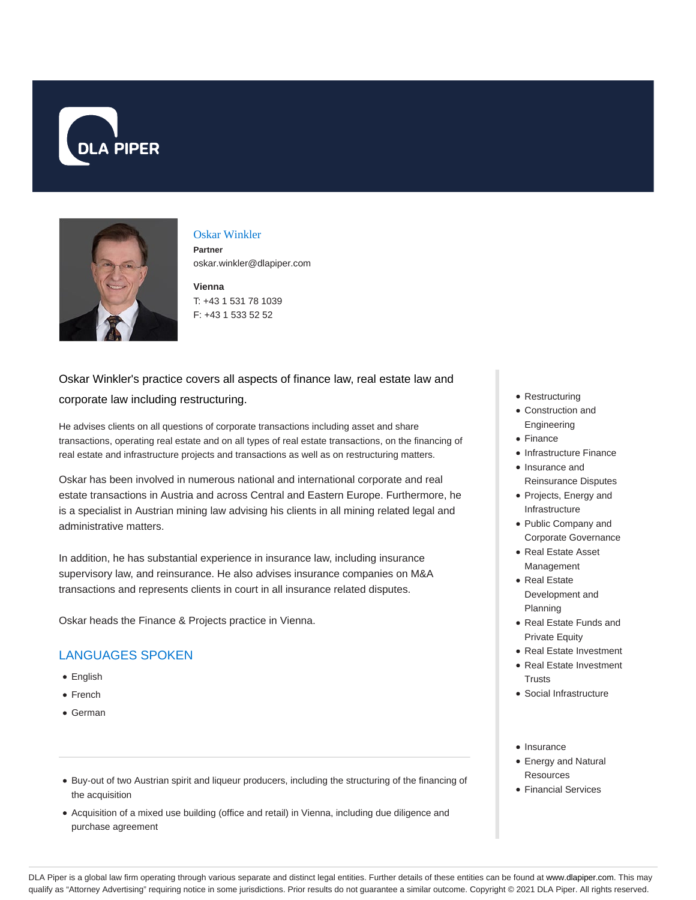# Oskar Winkler

**Partner**

oskar.winkler@dlapiper.com

**Vienna**

T: +43 1 531 78 1039

F: +43 1 533 52 52

Oskar Winkler's practice covers all aspects of finance law, real estate law and corporate law including restructuring.

He advises clients on all questions of corporate transactions including asset and share transactions, operating real estate and on all types of real estate transactions, on the financing of real estate and infrastructure projects and transactions as well as on restructuring matters.

Oskar has been involved in numerous national and international corporate and real estate transactions in Austria and across Central and Eastern Europe. Furthermore, he is a specialist in Austrian mining law advising his clients in all mining related legal and administrative matters.

In addition, he has substantial experience in insurance law, including insurance supervisory law, and reinsurance. He also advises insurance companies on M&A transactions and represents clients in court in all insurance related disputes.

Oskar heads the Finance & Projects practice in Vienna.

## LANGUAGES SPOKEN

- English
- French
- German

---

- Buy-out of two Austrian spirit and liqueur producers, including the structuring of the financing of the acquisition
- Acquisition of a mixed use building (office and retail) in Vienna, including due diligence and purchase agreement

- Restructuring
- Construction and Engineering
- Finance
- Infrastructure Finance
- Insurance and Reinsurance Disputes
- Projects, Energy and Infrastructure
- Public Company and Corporate Governance
- Real Estate Asset Management
- Real Estate Development and Planning
- Real Estate Funds and Private Equity
- Real Estate Investment
- Real Estate Investment Trusts
- Social Infrastructure

- Insurance
- Energy and Natural Resources
- Financial Services

DLA Piper is a global law firm operating through various separate and distinct legal entities. Further details of these entities can be found at www.dlapiper.com. This may qualify as "Attorney Advertising" requiring notice in some jurisdictions. Prior results do not guarantee a similar outcome. Copyright © 2021 DLA Piper. All rights reserved.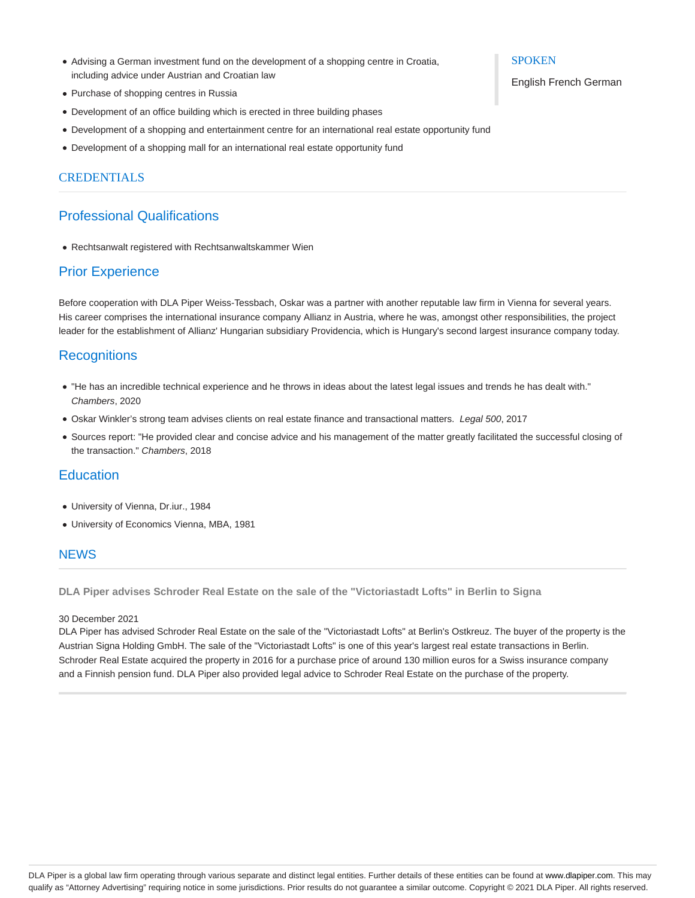- Advising a German investment fund on the development of a shopping centre in Croatia, including advice under Austrian and Croatian law
- Purchase of shopping centres in Russia
- Development of an office building which is erected in three building phases
- Development of a shopping and entertainment centre for an international real estate opportunity fund
- Development of a shopping mall for an international real estate opportunity fund

## SPOKEN

English French German

## CREDENTIALS

### Professional Qualifications

- Rechtsanwalt registered with Rechtsanwaltskammer Wien

### Prior Experience

Before cooperation with DLA Piper Weiss-Tessbach, Oskar was a partner with another reputable law firm in Vienna for several years. His career comprises the international insurance company Allianz in Austria, where he was, amongst other responsibilities, the project leader for the establishment of Allianz' Hungarian subsidiary Providencia, which is Hungary's second largest insurance company today.

### Recognitions

- "He has an incredible technical experience and he throws in ideas about the latest legal issues and trends he has dealt with." *Chambers*, 2020
- Oskar Winkler's strong team advises clients on real estate finance and transactional matters. *Legal 500*, 2017
- Sources report: "He provided clear and concise advice and his management of the matter greatly facilitated the successful closing of the transaction." *Chambers*, 2018

### Education

- University of Vienna, Dr.iur., 1984
- University of Economics Vienna, MBA, 1981

## NEWS

**DLA Piper advises Schroder Real Estate on the sale of the "Victoriastadt Lofts" in Berlin to Signa**

30 December 2021

DLA Piper has advised Schroder Real Estate on the sale of the "Victoriastadt Lofts" at Berlin's Ostkreuz. The buyer of the property is the Austrian Signa Holding GmbH. The sale of the "Victoriastadt Lofts" is one of this year's largest real estate transactions in Berlin. Schroder Real Estate acquired the property in 2016 for a purchase price of around 130 million euros for a Swiss insurance company and a Finnish pension fund. DLA Piper also provided legal advice to Schroder Real Estate on the purchase of the property.

DLA Piper is a global law firm operating through various separate and distinct legal entities. Further details of these entities can be found at www.dlapiper.com. This may qualify as "Attorney Advertising" requiring notice in some jurisdictions. Prior results do not guarantee a similar outcome. Copyright © 2021 DLA Piper. All rights reserved.